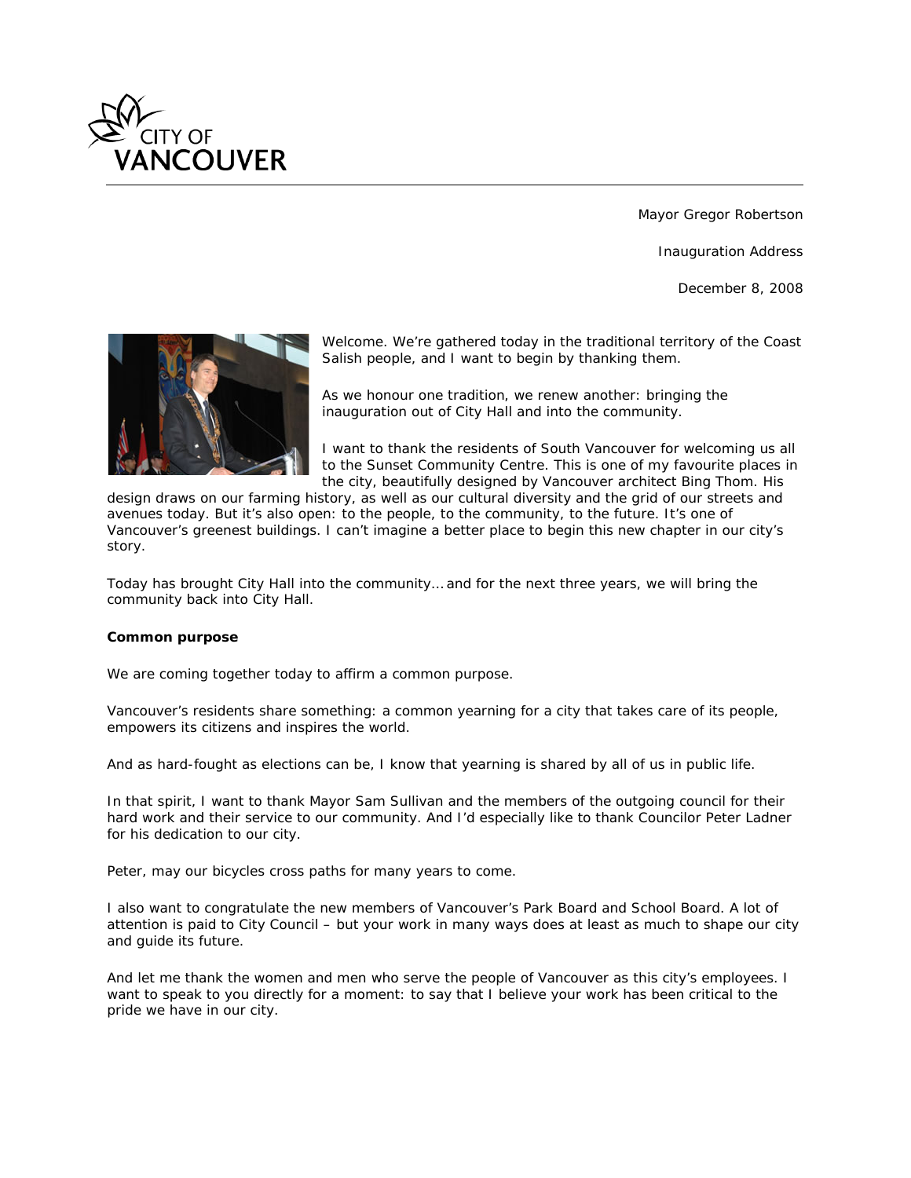Mayor Gregor Robertson

Inauguration Address

December 8, 2008

Welcome. We're gathered today in the traditional territory of the Coast Salish people, and I want to begin by thanking them.

As we honour one tradition, we renew another: bringing the inauguration out of City Hall and into the community.

I want to thank the residents of South Vancouver for welcoming us all to the Sunset Community Centre. This is one of my favourite places in the city, beautifully designed by Vancouver architect Bing Thom. His design draws on our farming history, as well as our cultural diversity and the grid of our streets and avenues today. But it's also open: to the people, to the community, to the future. It's one of Vancouver's greenest buildings. I can't imagine a better place to begin this new chapter in our city's story.

Today has brought City Hall into the community… and for the next three years, we will bring the community back into City Hall.

**Common purpose**

We are coming together today to affirm a common purpose.

Vancouver's residents share something: a common yearning for a city that takes care of its people, empowers its citizens and inspires the world.

And as hard-fought as elections can be, I know that yearning is shared by all of us in public life.

In that spirit, I want to thank Mayor Sam Sullivan and the members of the outgoing council for their hard work and their service to our community. And I'd especially like to thank Councilor Peter Ladner for his dedication to our city.

Peter, may our bicycles cross paths for many years to come.

I also want to congratulate the new members of Vancouver's Park Board and School Board. A lot of attention is paid to City Council – but your work in many ways does at least as much to shape our city and guide its future.

And let me thank the women and men who serve the people of Vancouver as this city's employees. I want to speak to you directly for a moment: to say that I believe your work has been critical to the pride we have in our city.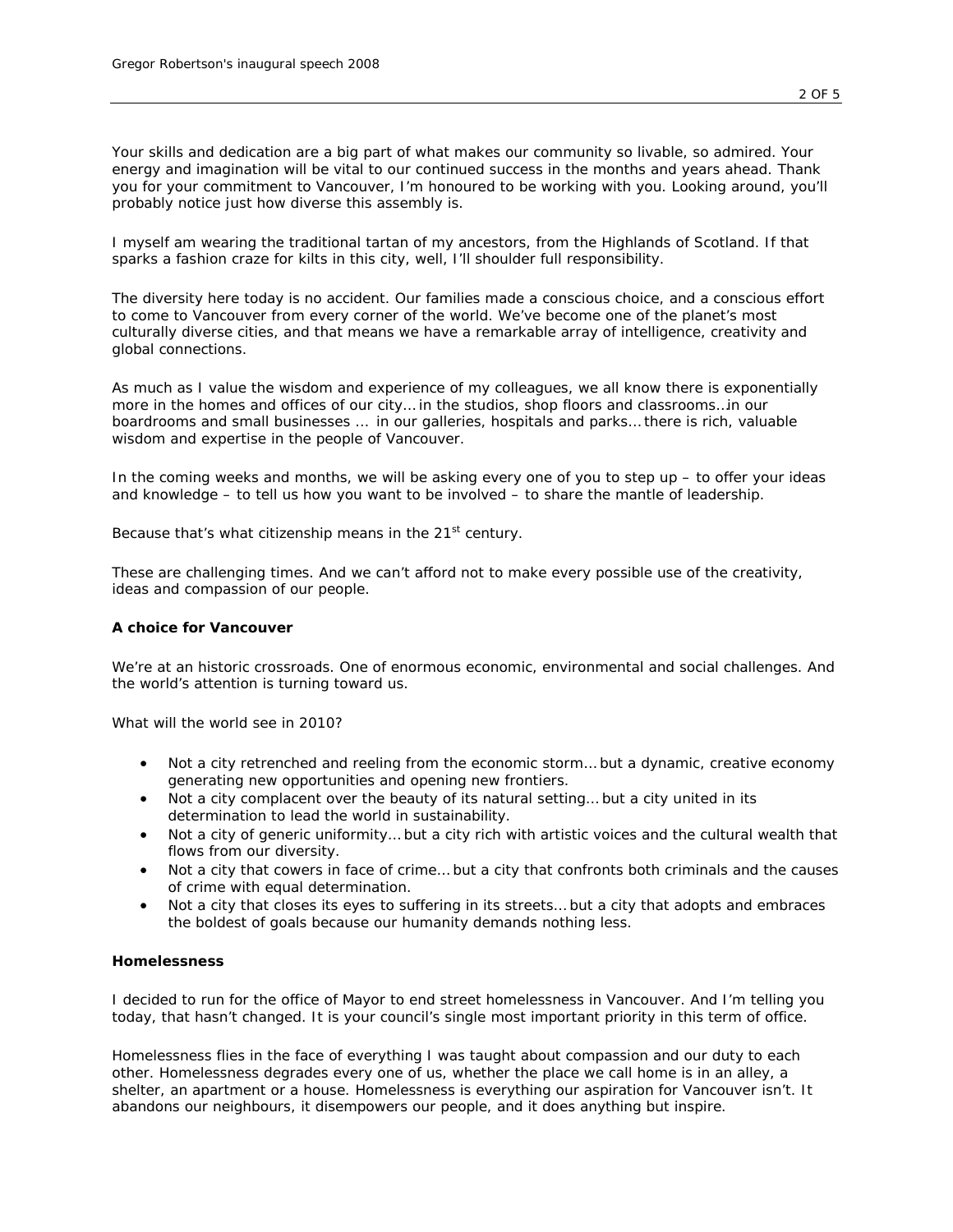Your skills and dedication are a big part of what makes our community so livable, so admired. Your energy and imagination will be vital to our continued success in the months and years ahead. Thank you for your commitment to Vancouver, I'm honoured to be working with you. Looking around, you'll probably notice just how diverse this assembly is.

I myself am wearing the traditional tartan of my ancestors, from the Highlands of Scotland. If that sparks a fashion craze for kilts in this city, well, I'll shoulder full responsibility.

The diversity here today is no accident. Our families made a conscious choice, and a conscious effort to come to Vancouver from every corner of the world. We've become one of the planet's most culturally diverse cities, and that means we have a remarkable array of intelligence, creativity and global connections.

As much as I value the wisdom and experience of my colleagues, we all know there is exponentially more in the homes and offices of our city… in the studios, shop floors and classrooms…in our boardrooms and small businesses … in our galleries, hospitals and parks… there is rich, valuable wisdom and expertise in the people of Vancouver.

In the coming weeks and months, we will be asking every one of you to step up – to offer your ideas and knowledge – to tell us how you want to be involved – to share the mantle of leadership.

Because that's what citizenship means in the 21st century.

These are challenging times. And we can't afford not to make every possible use of the creativity, ideas and compassion of our people.

**A choice for Vancouver**

We're at an historic crossroads. One of enormous economic, environmental and social challenges. And the world's attention is turning toward us.

What will the world see in 2010?

- Not a city retrenched and reeling from the economic storm… but a dynamic, creative economy generating new opportunities and opening new frontiers.
- Not a city complacent over the beauty of its natural setting… but a city united in its determination to lead the world in sustainability.
- Not a city of generic uniformity… but a city rich with artistic voices and the cultural wealth that flows from our diversity.
- Not a city that cowers in face of crime… but a city that confronts both criminals and the causes of crime with equal determination.
- Not a city that closes its eyes to suffering in its streets… but a city that adopts and embraces the boldest of goals because our humanity demands nothing less.

**Homelessness**

I decided to run for the office of Mayor to end street homelessness in Vancouver. And I'm telling you today, that hasn't changed. It is your council's single most important priority in this term of office.

Homelessness flies in the face of everything I was taught about compassion and our duty to each other. Homelessness degrades every one of us, whether the place we call home is in an alley, a shelter, an apartment or a house. Homelessness is everything our aspiration for Vancouver isn't. It abandons our neighbours, it disempowers our people, and it does anything but inspire.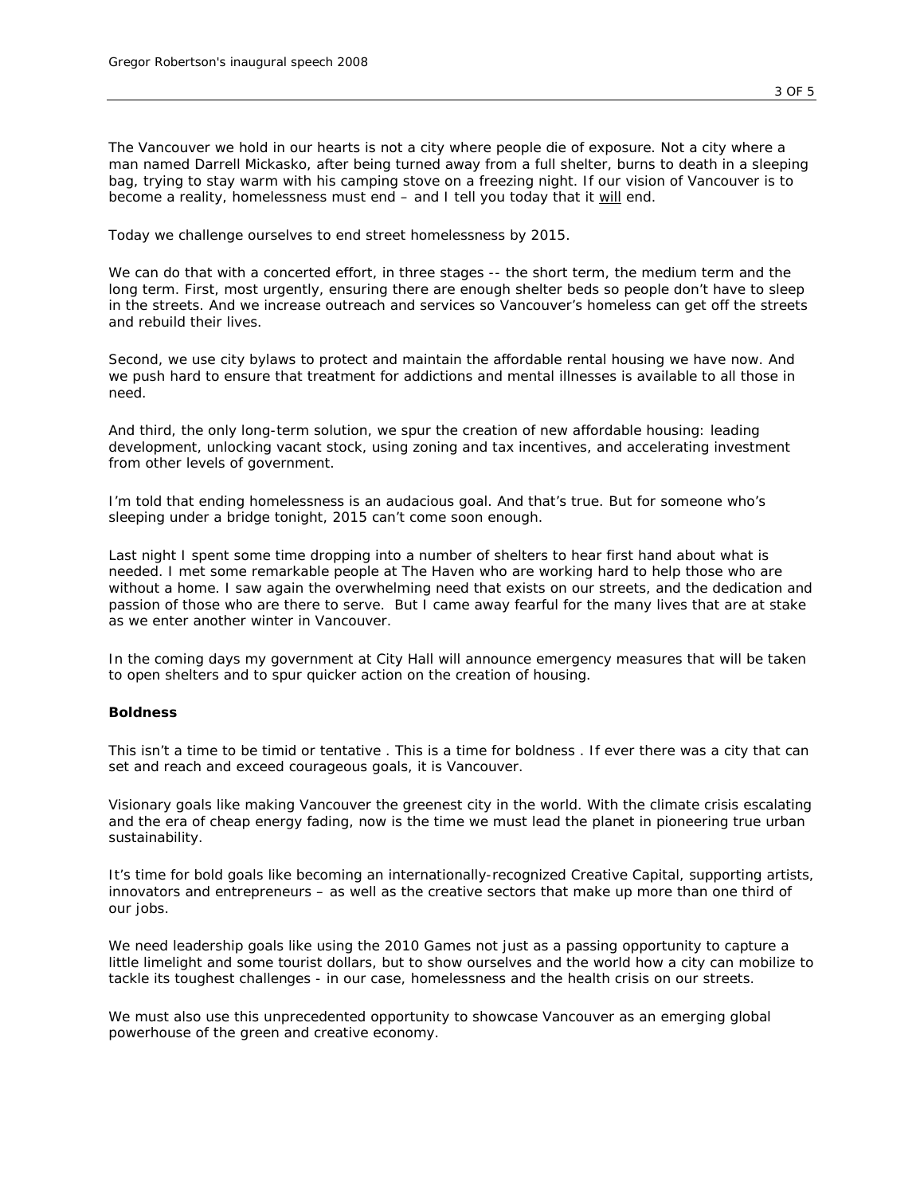The Vancouver we hold in our hearts is not a city where people die of exposure. Not a city where a man named Darrell Mickasko, after being turned away from a full shelter, burns to death in a sleeping bag, trying to stay warm with his camping stove on a freezing night. If our vision of Vancouver is to become a reality, homelessness must end – and I tell you today that it will end.

Today we challenge ourselves to end street homelessness by 2015.

We can do that with a concerted effort, in three stages -- the short term, the medium term and the long term. First, most urgently, ensuring there are enough shelter beds so people don't have to sleep in the streets. And we increase outreach and services so Vancouver's homeless can get off the streets and rebuild their lives.

Second, we use city bylaws to protect and maintain the affordable rental housing we have now. And we push hard to ensure that treatment for addictions and mental illnesses is available to all those in need.

And third, the only long-term solution, we spur the creation of new affordable housing: leading development, unlocking vacant stock, using zoning and tax incentives, and accelerating investment from other levels of government.

I'm told that ending homelessness is an audacious goal. And that's true. But for someone who's sleeping under a bridge tonight, 2015 can't come soon enough.

Last night I spent some time dropping into a number of shelters to hear first hand about what is needed. I met some remarkable people at The Haven who are working hard to help those who are without a home. I saw again the overwhelming need that exists on our streets, and the dedication and passion of those who are there to serve. But I came away fearful for the many lives that are at stake as we enter another winter in Vancouver.

In the coming days my government at City Hall will announce emergency measures that will be taken to open shelters and to spur quicker action on the creation of housing.

**Boldness**

This isn't a time to be timid or tentative . This is a time for boldness . If ever there was a city that can set and reach and exceed courageous goals, it is Vancouver.

Visionary goals like making Vancouver the greenest city in the world. With the climate crisis escalating and the era of cheap energy fading, now is the time we must lead the planet in pioneering true urban sustainability.

It's time for bold goals like becoming an internationally-recognized Creative Capital, supporting artists, innovators and entrepreneurs – as well as the creative sectors that make up more than one third of our jobs.

We need leadership goals like using the 2010 Games not just as a passing opportunity to capture a little limelight and some tourist dollars, but to show ourselves and the world how a city can mobilize to tackle its toughest challenges - in our case, homelessness and the health crisis on our streets.

We must also use this unprecedented opportunity to showcase Vancouver as an emerging global powerhouse of the green and creative economy.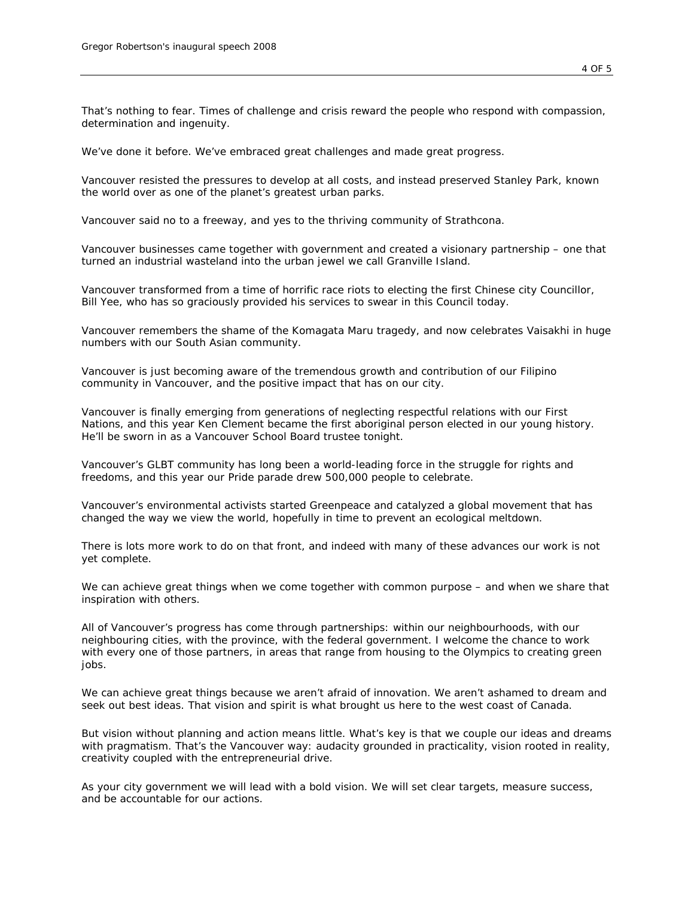That's nothing to fear. Times of challenge and crisis reward the people who respond with compassion, determination and ingenuity.

We've done it before. We've embraced great challenges and made great progress.

Vancouver resisted the pressures to develop at all costs, and instead preserved Stanley Park, known the world over as one of the planet's greatest urban parks.

Vancouver said no to a freeway, and yes to the thriving community of Strathcona.

Vancouver businesses came together with government and created a visionary partnership – one that turned an industrial wasteland into the urban jewel we call Granville Island.

Vancouver transformed from a time of horrific race riots to electing the first Chinese city Councillor, Bill Yee, who has so graciously provided his services to swear in this Council today.

Vancouver remembers the shame of the Komagata Maru tragedy, and now celebrates Vaisakhi in huge numbers with our South Asian community.

Vancouver is just becoming aware of the tremendous growth and contribution of our Filipino community in Vancouver, and the positive impact that has on our city.

Vancouver is finally emerging from generations of neglecting respectful relations with our First Nations, and this year Ken Clement became the first aboriginal person elected in our young history. He'll be sworn in as a Vancouver School Board trustee tonight.

Vancouver's GLBT community has long been a world-leading force in the struggle for rights and freedoms, and this year our Pride parade drew 500,000 people to celebrate.

Vancouver's environmental activists started Greenpeace and catalyzed a global movement that has changed the way we view the world, hopefully in time to prevent an ecological meltdown.

There is lots more work to do on that front, and indeed with many of these advances our work is not yet complete.

We can achieve great things when we come together with common purpose – and when we share that inspiration with others.

All of Vancouver's progress has come through partnerships: within our neighbourhoods, with our neighbouring cities, with the province, with the federal government. I welcome the chance to work with every one of those partners, in areas that range from housing to the Olympics to creating green jobs.

We can achieve great things because we aren't afraid of innovation. We aren't ashamed to dream and seek out best ideas. That vision and spirit is what brought us here to the west coast of Canada.

But vision without planning and action means little. What's key is that we couple our ideas and dreams with pragmatism. That's the Vancouver way: audacity grounded in practicality, vision rooted in reality, creativity coupled with the entrepreneurial drive.

As your city government we will lead with a bold vision. We will set clear targets, measure success, and be accountable for our actions.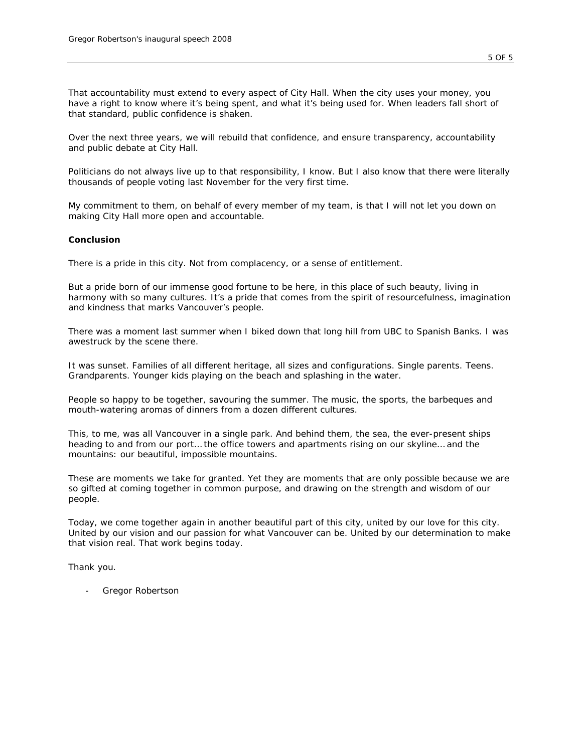That accountability must extend to every aspect of City Hall. When the city uses your money, you have a right to know where it's being spent, and what it's being used for. When leaders fall short of that standard, public confidence is shaken.

Over the next three years, we will rebuild that confidence, and ensure transparency, accountability and public debate at City Hall.

Politicians do not always live up to that responsibility, I know. But I also know that there were literally thousands of people voting last November for the very first time.

My commitment to them, on behalf of every member of my team, is that I will not let you down on making City Hall more open and accountable.

**Conclusion**

There is a pride in this city. Not from complacency, or a sense of entitlement.

But a pride born of our immense good fortune to be here, in this place of such beauty, living in harmony with so many cultures. It's a pride that comes from the spirit of resourcefulness, imagination and kindness that marks Vancouver's people.

There was a moment last summer when I biked down that long hill from UBC to Spanish Banks. I was awestruck by the scene there.

It was sunset. Families of all different heritage, all sizes and configurations. Single parents. Teens. Grandparents. Younger kids playing on the beach and splashing in the water.

People so happy to be together, savouring the summer. The music, the sports, the barbeques and mouth-watering aromas of dinners from a dozen different cultures.

This, to me, was all Vancouver in a single park. And behind them, the sea, the ever-present ships heading to and from our port… the office towers and apartments rising on our skyline… and the mountains: our beautiful, impossible mountains.

These are moments we take for granted. Yet they are moments that are only possible because we are so gifted at coming together in common purpose, and drawing on the strength and wisdom of our people.

Today, we come together again in another beautiful part of this city, united by our love for this city. United by our vision and our passion for what Vancouver can be. United by our determination to make that vision real. That work begins today.

Thank you.

- Gregor Robertson